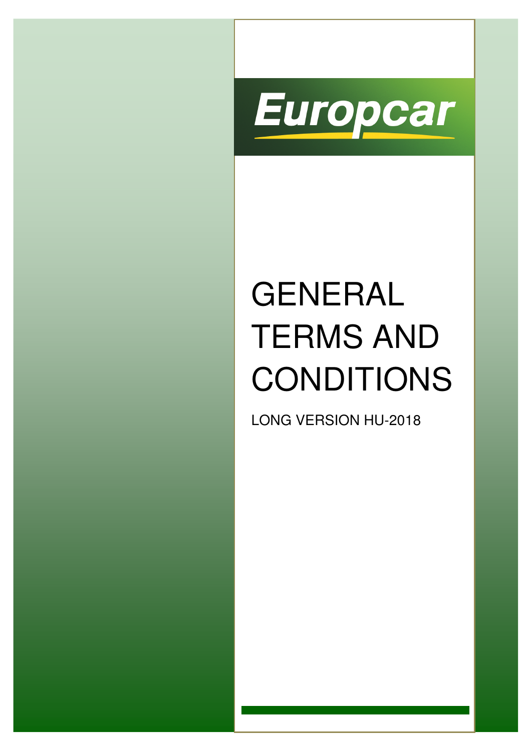Europcar

# GENERAL TERMS AND CONDITIONS

LONG VERSION HU-2018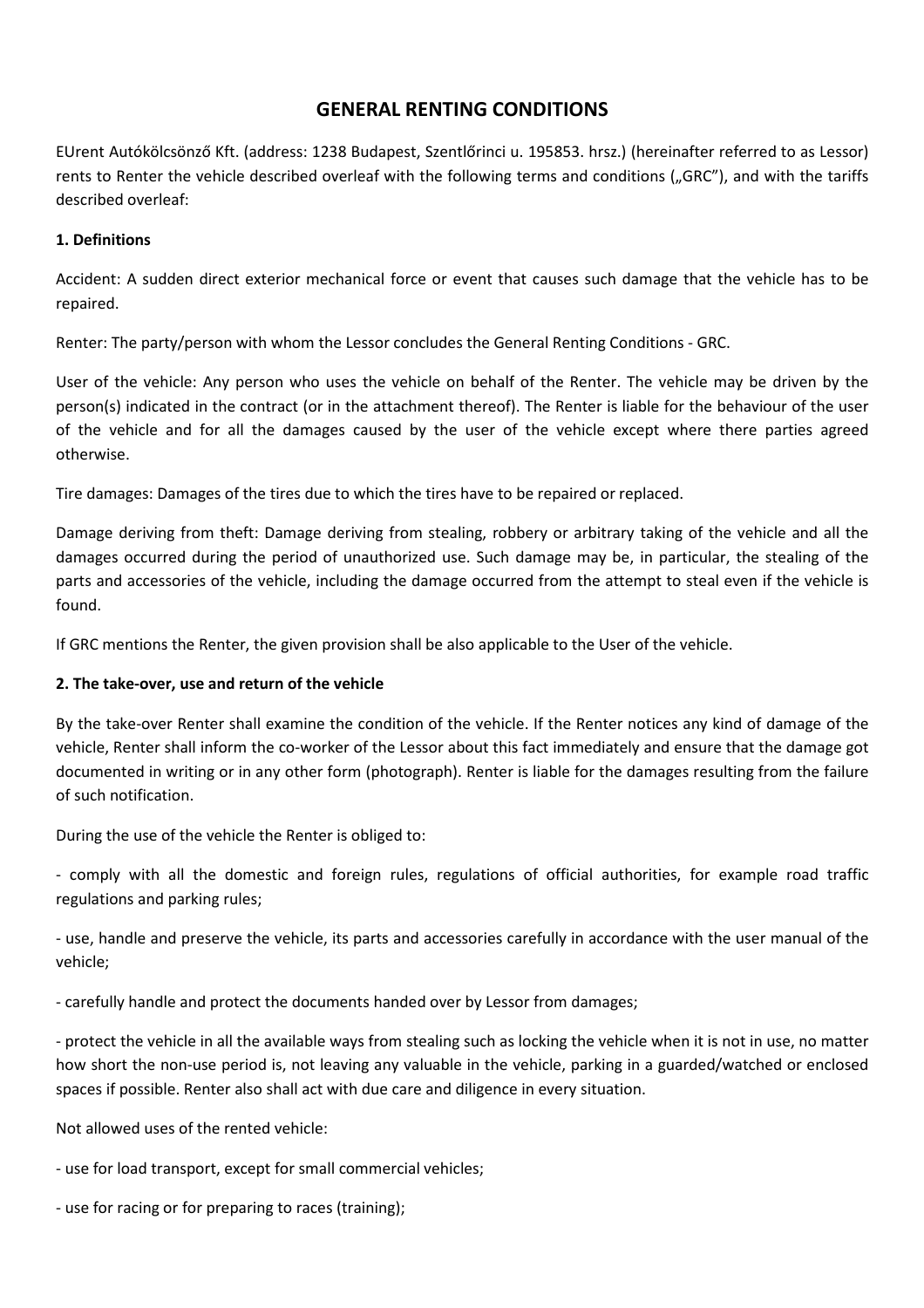# GENERAL RENTING CONDITIONS

EUrent Autókölcsönző Kft. (address: 1238 Budapest, Szentlőrinci u. 195853. hrsz.) (hereinafter referred to as Lessor) rents to Renter the vehicle described overleaf with the following terms and conditions („GRC"), and with the tariffs described overleaf:

**1. Definitions**

Accident: A sudden direct exterior mechanical force or event that causes such damage that the vehicle has to be repaired.

Renter: The party/person with whom the Lessor concludes the General Renting Conditions - GRC.

User of the vehicle: Any person who uses the vehicle on behalf of the Renter. The vehicle may be driven by the person(s) indicated in the contract (or in the attachment thereof). The Renter is liable for the behaviour of the user of the vehicle and for all the damages caused by the user of the vehicle except where there parties agreed otherwise.

Tire damages: Damages of the tires due to which the tires have to be repaired or replaced.

Damage deriving from theft: Damage deriving from stealing, robbery or arbitrary taking of the vehicle and all the damages occurred during the period of unauthorized use. Such damage may be, in particular, the stealing of the parts and accessories of the vehicle, including the damage occurred from the attempt to steal even if the vehicle is found.

If GRC mentions the Renter, the given provision shall be also applicable to the User of the vehicle.

**2. The take-over, use and return of the vehicle**

By the take-over Renter shall examine the condition of the vehicle. If the Renter notices any kind of damage of the vehicle, Renter shall inform the co-worker of the Lessor about this fact immediately and ensure that the damage got documented in writing or in any other form (photograph). Renter is liable for the damages resulting from the failure of such notification.

During the use of the vehicle the Renter is obliged to:

- comply with all the domestic and foreign rules, regulations of official authorities, for example road traffic regulations and parking rules;

- use, handle and preserve the vehicle, its parts and accessories carefully in accordance with the user manual of the vehicle;

- carefully handle and protect the documents handed over by Lessor from damages;

- protect the vehicle in all the available ways from stealing such as locking the vehicle when it is not in use, no matter how short the non-use period is, not leaving any valuable in the vehicle, parking in a guarded/watched or enclosed spaces if possible. Renter also shall act with due care and diligence in every situation.

Not allowed uses of the rented vehicle:

- use for load transport, except for small commercial vehicles;

- use for racing or for preparing to races (training);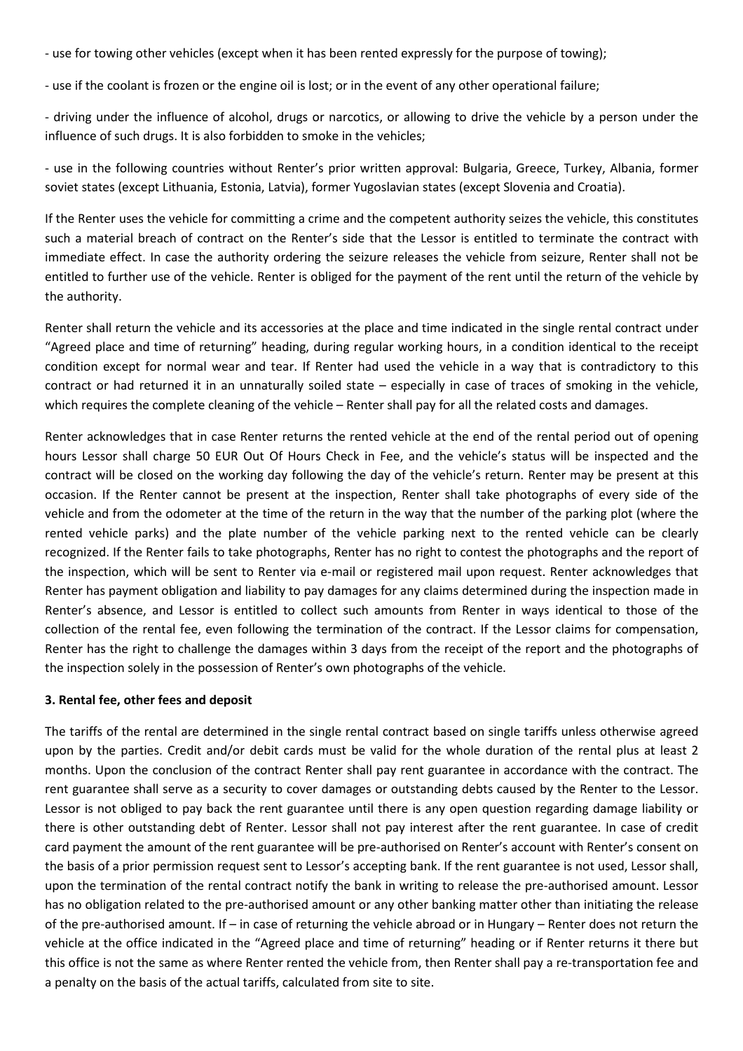- use for towing other vehicles (except when it has been rented expressly for the purpose of towing);

- use if the coolant is frozen or the engine oil is lost; or in the event of any other operational failure;

- driving under the influence of alcohol, drugs or narcotics, or allowing to drive the vehicle by a person under the influence of such drugs. It is also forbidden to smoke in the vehicles;

- use in the following countries without Renter's prior written approval: Bulgaria, Greece, Turkey, Albania, former soviet states (except Lithuania, Estonia, Latvia), former Yugoslavian states (except Slovenia and Croatia).

If the Renter uses the vehicle for committing a crime and the competent authority seizes the vehicle, this constitutes such a material breach of contract on the Renter's side that the Lessor is entitled to terminate the contract with immediate effect. In case the authority ordering the seizure releases the vehicle from seizure, Renter shall not be entitled to further use of the vehicle. Renter is obliged for the payment of the rent until the return of the vehicle by the authority.

Renter shall return the vehicle and its accessories at the place and time indicated in the single rental contract under "Agreed place and time of returning" heading, during regular working hours, in a condition identical to the receipt condition except for normal wear and tear. If Renter had used the vehicle in a way that is contradictory to this contract or had returned it in an unnaturally soiled state – especially in case of traces of smoking in the vehicle, which requires the complete cleaning of the vehicle – Renter shall pay for all the related costs and damages.

Renter acknowledges that in case Renter returns the rented vehicle at the end of the rental period out of opening hours Lessor shall charge 50 EUR Out Of Hours Check in Fee, and the vehicle's status will be inspected and the contract will be closed on the working day following the day of the vehicle's return. Renter may be present at this occasion. If the Renter cannot be present at the inspection, Renter shall take photographs of every side of the vehicle and from the odometer at the time of the return in the way that the number of the parking plot (where the rented vehicle parks) and the plate number of the vehicle parking next to the rented vehicle can be clearly recognized. If the Renter fails to take photographs, Renter has no right to contest the photographs and the report of the inspection, which will be sent to Renter via e-mail or registered mail upon request. Renter acknowledges that Renter has payment obligation and liability to pay damages for any claims determined during the inspection made in Renter's absence, and Lessor is entitled to collect such amounts from Renter in ways identical to those of the collection of the rental fee, even following the termination of the contract. If the Lessor claims for compensation, Renter has the right to challenge the damages within 3 days from the receipt of the report and the photographs of the inspection solely in the possession of Renter's own photographs of the vehicle.

**3. Rental fee, other fees and deposit**

The tariffs of the rental are determined in the single rental contract based on single tariffs unless otherwise agreed upon by the parties. Credit and/or debit cards must be valid for the whole duration of the rental plus at least 2 months. Upon the conclusion of the contract Renter shall pay rent guarantee in accordance with the contract. The rent guarantee shall serve as a security to cover damages or outstanding debts caused by the Renter to the Lessor. Lessor is not obliged to pay back the rent guarantee until there is any open question regarding damage liability or there is other outstanding debt of Renter. Lessor shall not pay interest after the rent guarantee. In case of credit card payment the amount of the rent guarantee will be pre-authorised on Renter's account with Renter's consent on the basis of a prior permission request sent to Lessor's accepting bank. If the rent guarantee is not used, Lessor shall, upon the termination of the rental contract notify the bank in writing to release the pre-authorised amount. Lessor has no obligation related to the pre-authorised amount or any other banking matter other than initiating the release of the pre-authorised amount. If – in case of returning the vehicle abroad or in Hungary – Renter does not return the vehicle at the office indicated in the "Agreed place and time of returning" heading or if Renter returns it there but this office is not the same as where Renter rented the vehicle from, then Renter shall pay a re-transportation fee and a penalty on the basis of the actual tariffs, calculated from site to site.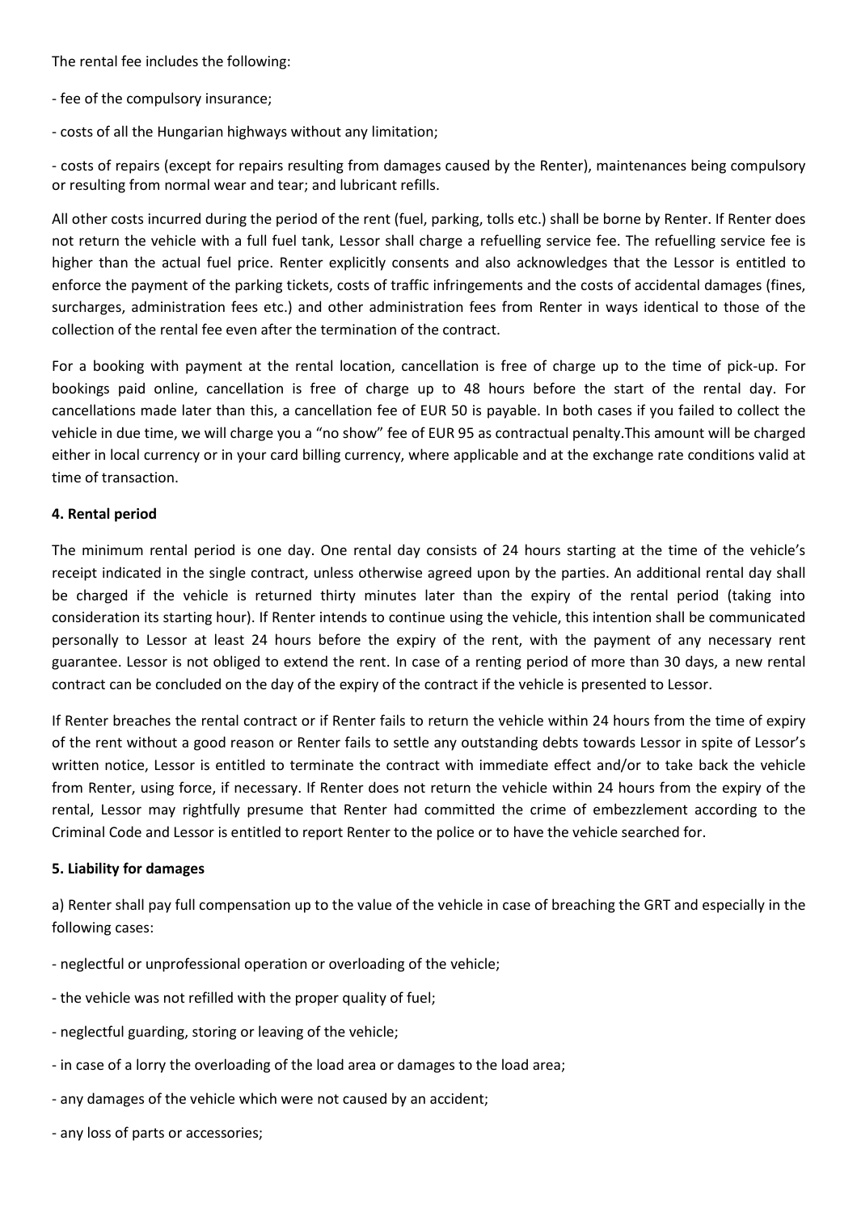The rental fee includes the following:

- fee of the compulsory insurance;

- costs of all the Hungarian highways without any limitation;

- costs of repairs (except for repairs resulting from damages caused by the Renter), maintenances being compulsory or resulting from normal wear and tear; and lubricant refills.

All other costs incurred during the period of the rent (fuel, parking, tolls etc.) shall be borne by Renter. If Renter does not return the vehicle with a full fuel tank, Lessor shall charge a refuelling service fee. The refuelling service fee is higher than the actual fuel price. Renter explicitly consents and also acknowledges that the Lessor is entitled to enforce the payment of the parking tickets, costs of traffic infringements and the costs of accidental damages (fines, surcharges, administration fees etc.) and other administration fees from Renter in ways identical to those of the collection of the rental fee even after the termination of the contract.

For a booking with payment at the rental location, cancellation is free of charge up to the time of pick-up. For bookings paid online, cancellation is free of charge up to 48 hours before the start of the rental day. For cancellations made later than this, a cancellation fee of EUR 50 is payable. In both cases if you failed to collect the vehicle in due time, we will charge you a "no show" fee of EUR 95 as contractual penalty.This amount will be charged either in local currency or in your card billing currency, where applicable and at the exchange rate conditions valid at time of transaction.

**4. Rental period**

The minimum rental period is one day. One rental day consists of 24 hours starting at the time of the vehicle's receipt indicated in the single contract, unless otherwise agreed upon by the parties. An additional rental day shall be charged if the vehicle is returned thirty minutes later than the expiry of the rental period (taking into consideration its starting hour). If Renter intends to continue using the vehicle, this intention shall be communicated personally to Lessor at least 24 hours before the expiry of the rent, with the payment of any necessary rent guarantee. Lessor is not obliged to extend the rent. In case of a renting period of more than 30 days, a new rental contract can be concluded on the day of the expiry of the contract if the vehicle is presented to Lessor.

If Renter breaches the rental contract or if Renter fails to return the vehicle within 24 hours from the time of expiry of the rent without a good reason or Renter fails to settle any outstanding debts towards Lessor in spite of Lessor's written notice, Lessor is entitled to terminate the contract with immediate effect and/or to take back the vehicle from Renter, using force, if necessary. If Renter does not return the vehicle within 24 hours from the expiry of the rental, Lessor may rightfully presume that Renter had committed the crime of embezzlement according to the Criminal Code and Lessor is entitled to report Renter to the police or to have the vehicle searched for.

**5. Liability for damages**

a) Renter shall pay full compensation up to the value of the vehicle in case of breaching the GRT and especially in the following cases:

- neglectful or unprofessional operation or overloading of the vehicle;

- the vehicle was not refilled with the proper quality of fuel;

- neglectful guarding, storing or leaving of the vehicle;

- in case of a lorry the overloading of the load area or damages to the load area;

- any damages of the vehicle which were not caused by an accident;

- any loss of parts or accessories;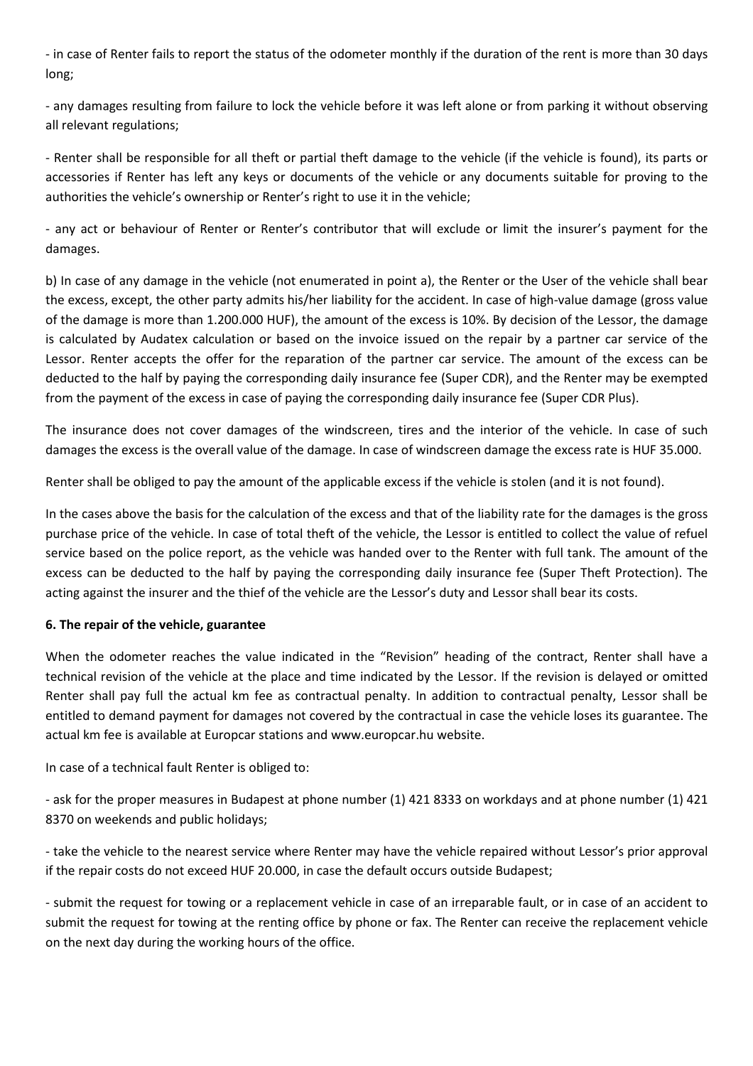- in case of Renter fails to report the status of the odometer monthly if the duration of the rent is more than 30 days long;

- any damages resulting from failure to lock the vehicle before it was left alone or from parking it without observing all relevant regulations;

- Renter shall be responsible for all theft or partial theft damage to the vehicle (if the vehicle is found), its parts or accessories if Renter has left any keys or documents of the vehicle or any documents suitable for proving to the authorities the vehicle's ownership or Renter's right to use it in the vehicle;

- any act or behaviour of Renter or Renter's contributor that will exclude or limit the insurer's payment for the damages.

b) In case of any damage in the vehicle (not enumerated in point a), the Renter or the User of the vehicle shall bear the excess, except, the other party admits his/her liability for the accident. In case of high-value damage (gross value of the damage is more than 1.200.000 HUF), the amount of the excess is 10%. By decision of the Lessor, the damage is calculated by Audatex calculation or based on the invoice issued on the repair by a partner car service of the Lessor. Renter accepts the offer for the reparation of the partner car service. The amount of the excess can be deducted to the half by paying the corresponding daily insurance fee (Super CDR), and the Renter may be exempted from the payment of the excess in case of paying the corresponding daily insurance fee (Super CDR Plus).

The insurance does not cover damages of the windscreen, tires and the interior of the vehicle. In case of such damages the excess is the overall value of the damage. In case of windscreen damage the excess rate is HUF 35.000.

Renter shall be obliged to pay the amount of the applicable excess if the vehicle is stolen (and it is not found).

In the cases above the basis for the calculation of the excess and that of the liability rate for the damages is the gross purchase price of the vehicle. In case of total theft of the vehicle, the Lessor is entitled to collect the value of refuel service based on the police report, as the vehicle was handed over to the Renter with full tank. The amount of the excess can be deducted to the half by paying the corresponding daily insurance fee (Super Theft Protection). The acting against the insurer and the thief of the vehicle are the Lessor's duty and Lessor shall bear its costs.

**6. The repair of the vehicle, guarantee**

When the odometer reaches the value indicated in the "Revision" heading of the contract, Renter shall have a technical revision of the vehicle at the place and time indicated by the Lessor. If the revision is delayed or omitted Renter shall pay full the actual km fee as contractual penalty. In addition to contractual penalty, Lessor shall be entitled to demand payment for damages not covered by the contractual in case the vehicle loses its guarantee. The actual km fee is available at Europcar stations and www.europcar.hu website.

In case of a technical fault Renter is obliged to:

- ask for the proper measures in Budapest at phone number (1) 421 8333 on workdays and at phone number (1) 421 8370 on weekends and public holidays;

- take the vehicle to the nearest service where Renter may have the vehicle repaired without Lessor's prior approval if the repair costs do not exceed HUF 20.000, in case the default occurs outside Budapest;

- submit the request for towing or a replacement vehicle in case of an irreparable fault, or in case of an accident to submit the request for towing at the renting office by phone or fax. The Renter can receive the replacement vehicle on the next day during the working hours of the office.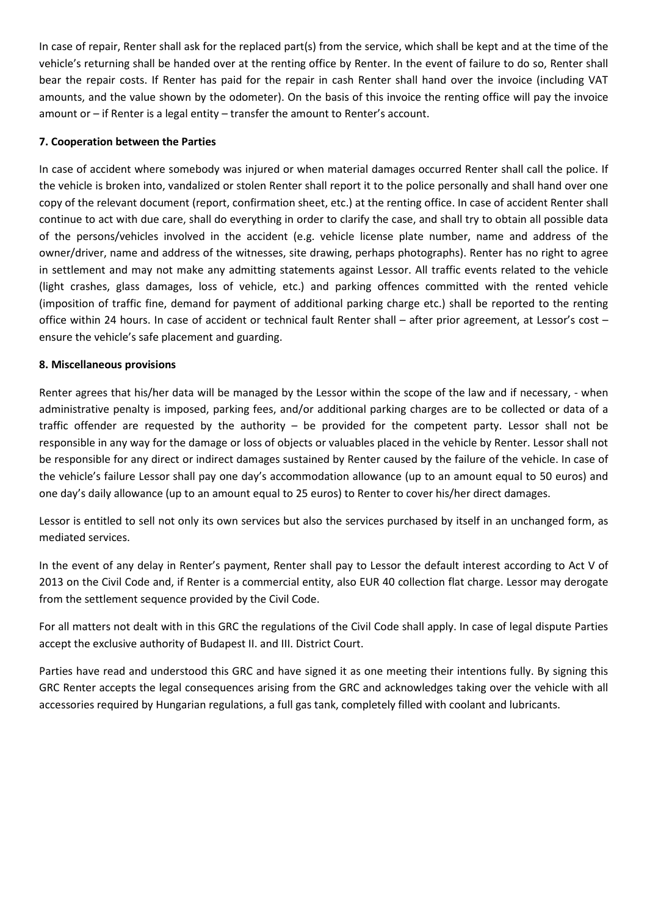In case of repair, Renter shall ask for the replaced part(s) from the service, which shall be kept and at the time of the vehicle's returning shall be handed over at the renting office by Renter. In the event of failure to do so, Renter shall bear the repair costs. If Renter has paid for the repair in cash Renter shall hand over the invoice (including VAT amounts, and the value shown by the odometer). On the basis of this invoice the renting office will pay the invoice amount or – if Renter is a legal entity – transfer the amount to Renter's account.

**7. Cooperation between the Parties**

In case of accident where somebody was injured or when material damages occurred Renter shall call the police. If the vehicle is broken into, vandalized or stolen Renter shall report it to the police personally and shall hand over one copy of the relevant document (report, confirmation sheet, etc.) at the renting office. In case of accident Renter shall continue to act with due care, shall do everything in order to clarify the case, and shall try to obtain all possible data of the persons/vehicles involved in the accident (e.g. vehicle license plate number, name and address of the owner/driver, name and address of the witnesses, site drawing, perhaps photographs). Renter has no right to agree in settlement and may not make any admitting statements against Lessor. All traffic events related to the vehicle (light crashes, glass damages, loss of vehicle, etc.) and parking offences committed with the rented vehicle (imposition of traffic fine, demand for payment of additional parking charge etc.) shall be reported to the renting office within 24 hours. In case of accident or technical fault Renter shall – after prior agreement, at Lessor's cost – ensure the vehicle's safe placement and guarding.

**8. Miscellaneous provisions**

Renter agrees that his/her data will be managed by the Lessor within the scope of the law and if necessary, - when administrative penalty is imposed, parking fees, and/or additional parking charges are to be collected or data of a traffic offender are requested by the authority – be provided for the competent party. Lessor shall not be responsible in any way for the damage or loss of objects or valuables placed in the vehicle by Renter. Lessor shall not be responsible for any direct or indirect damages sustained by Renter caused by the failure of the vehicle. In case of the vehicle's failure Lessor shall pay one day's accommodation allowance (up to an amount equal to 50 euros) and one day's daily allowance (up to an amount equal to 25 euros) to Renter to cover his/her direct damages.

Lessor is entitled to sell not only its own services but also the services purchased by itself in an unchanged form, as mediated services.

In the event of any delay in Renter's payment, Renter shall pay to Lessor the default interest according to Act V of 2013 on the Civil Code and, if Renter is a commercial entity, also EUR 40 collection flat charge. Lessor may derogate from the settlement sequence provided by the Civil Code.

For all matters not dealt with in this GRC the regulations of the Civil Code shall apply. In case of legal dispute Parties accept the exclusive authority of Budapest II. and III. District Court.

Parties have read and understood this GRC and have signed it as one meeting their intentions fully. By signing this GRC Renter accepts the legal consequences arising from the GRC and acknowledges taking over the vehicle with all accessories required by Hungarian regulations, a full gas tank, completely filled with coolant and lubricants.